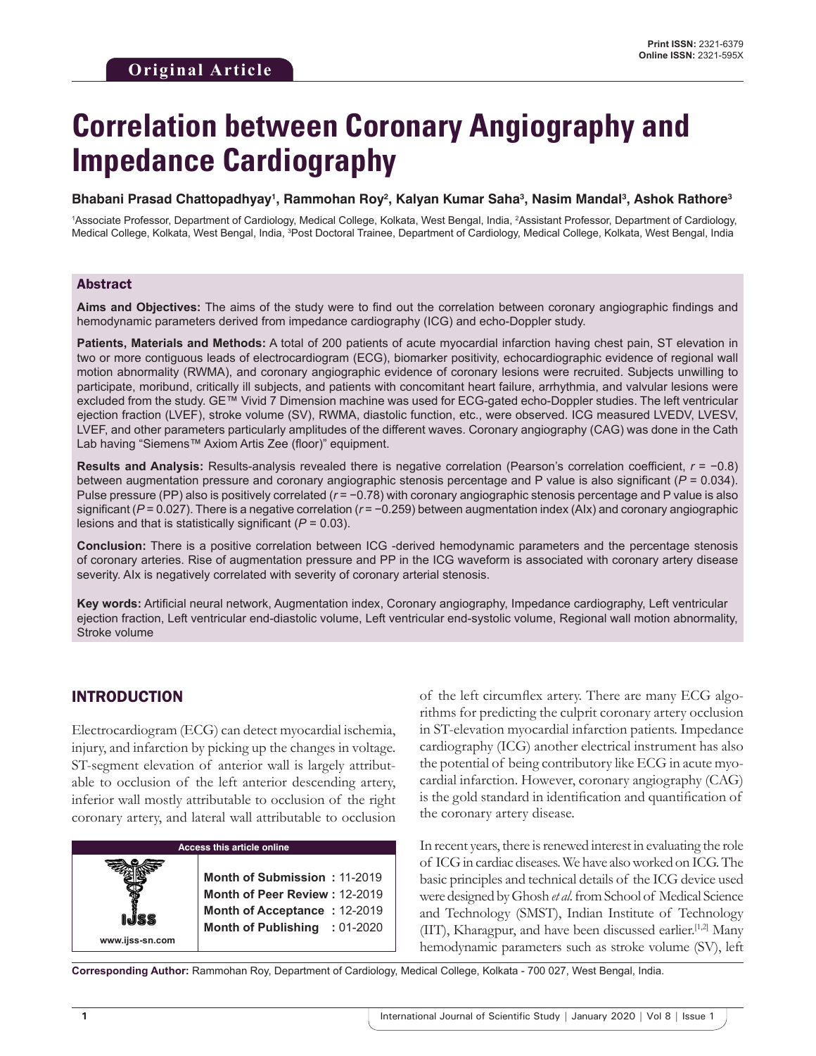Original Article

Print ISSN: 2321-6379
Online ISSN: 2321-595X

# Correlation between Coronary Angiography and Impedance Cardiography

**Bhabani Prasad Chattopadhyay[1], Rammohan Roy[2], Kalyan Kumar Saha[3], Nasim Mandal[3], Ashok Rathore[3]**

[1]Associate Professor, Department of Cardiology, Medical College, Kolkata, West Bengal, India, [2]Assistant Professor, Department of Cardiology, Medical College, Kolkata, West Bengal, India, [3]Post Doctoral Trainee, Department of Cardiology, Medical College, Kolkata, West Bengal, India

## Abstract

**Aims and Objectives:** The aims of the study were to find out the correlation between coronary angiographic findings and hemodynamic parameters derived from impedance cardiography (ICG) and echo-Doppler study.

**Patients, Materials and Methods:** A total of 200 patients of acute myocardial infarction having chest pain, ST elevation in two or more contiguous leads of electrocardiogram (ECG), biomarker positivity, echocardiographic evidence of regional wall motion abnormality (RWMA), and coronary angiographic evidence of coronary lesions were recruited. Subjects unwilling to participate, moribund, critically ill subjects, and patients with concomitant heart failure, arrhythmia, and valvular lesions were excluded from the study. GE™ Vivid 7 Dimension machine was used for ECG-gated echo-Doppler studies. The left ventricular ejection fraction (LVEF), stroke volume (SV), RWMA, diastolic function, etc., were observed. ICG measured LVEDV, LVESV, LVEF, and other parameters particularly amplitudes of the different waves. Coronary angiography (CAG) was done in the Cath Lab having "Siemens™ Axiom Artis Zee (floor)" equipment.

**Results and Analysis:** Results-analysis revealed there is negative correlation (Pearson's correlation coefficient, $r = -0.8$) between augmentation pressure and coronary angiographic stenosis percentage and P value is also significant ($P = 0.034$). Pulse pressure (PP) also is positively correlated ($r = -0.78$) with coronary angiographic stenosis percentage and P value is also significant ($P = 0.027$). There is a negative correlation ($r = -0.259$) between augmentation index (AIx) and coronary angiographic lesions and that is statistically significant ($P = 0.03$).

**Conclusion:** There is a positive correlation between ICG -derived hemodynamic parameters and the percentage stenosis of coronary arteries. Rise of augmentation pressure and PP in the ICG waveform is associated with coronary artery disease severity. AIx is negatively correlated with severity of coronary arterial stenosis.

**Key words:** Artificial neural network, Augmentation index, Coronary angiography, Impedance cardiography, Left ventricular ejection fraction, Left ventricular end-diastolic volume, Left ventricular end-systolic volume, Regional wall motion abnormality, Stroke volume

## INTRODUCTION

Electrocardiogram (ECG) can detect myocardial ischemia, injury, and infarction by picking up the changes in voltage. ST-segment elevation of anterior wall is largely attributable to occlusion of the left anterior descending artery, inferior wall mostly attributable to occlusion of the right coronary artery, and lateral wall attributable to occlusion of the left circumflex artery. There are many ECG algorithms for predicting the culprit coronary artery occlusion in ST-elevation myocardial infarction patients. Impedance cardiography (ICG) another electrical instrument has also the potential of being contributory like ECG in acute myocardial infarction. However, coronary angiography (CAG) is the gold standard in identification and quantification of the coronary artery disease.

| Access this article online | |
|---|---|
| www.ijss-sn.com | **Month of Submission :** 11-2019<br>**Month of Peer Review :** 12-2019<br>**Month of Acceptance :** 12-2019<br>**Month of Publishing :** 01-2020 |

In recent years, there is renewed interest in evaluating the role of ICG in cardiac diseases. We have also worked on ICG. The basic principles and technical details of the ICG device used were designed by Ghosh *et al.* from School of Medical Science and Technology (SMST), Indian Institute of Technology (IIT), Kharagpur, and have been discussed earlier.[1,2] Many hemodynamic parameters such as stroke volume (SV), left

**Corresponding Author:** Rammohan Roy, Department of Cardiology, Medical College, Kolkata - 700 027, West Bengal, India.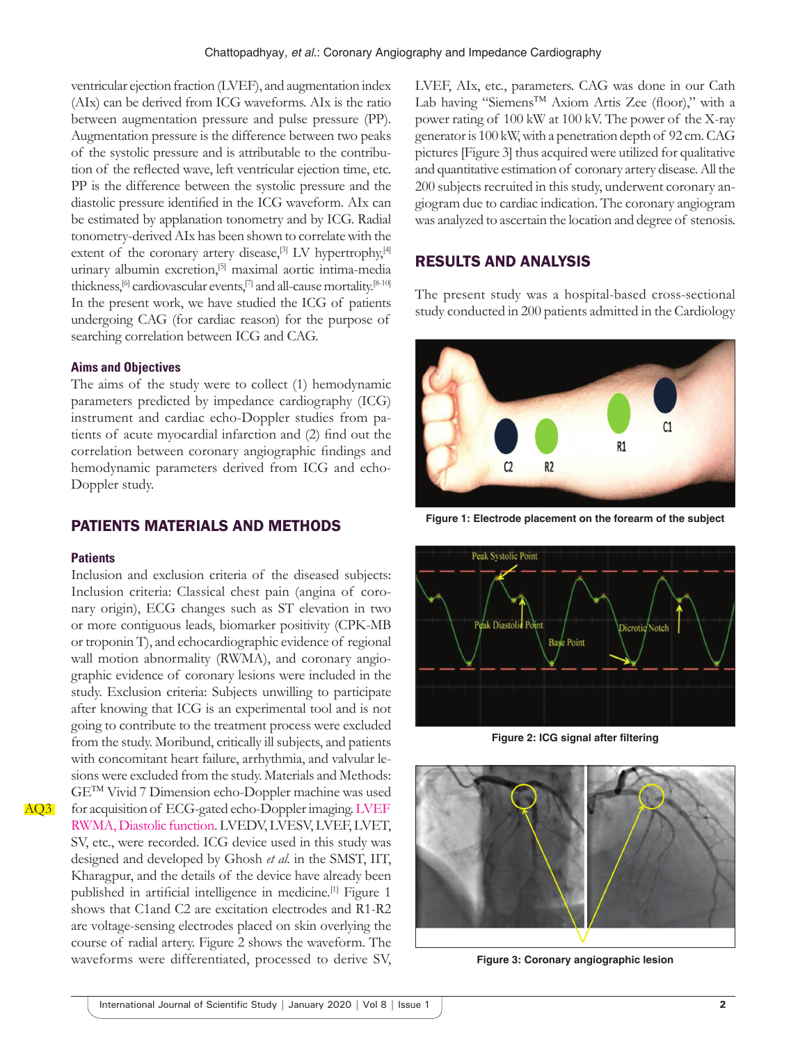ventricular ejection fraction (LVEF), and augmentation index (AIx) can be derived from ICG waveforms. AIx is the ratio between augmentation pressure and pulse pressure (PP). Augmentation pressure is the difference between two peaks of the systolic pressure and is attributable to the contribution of the reflected wave, left ventricular ejection time, etc. PP is the difference between the systolic pressure and the diastolic pressure identified in the ICG waveform. AIx can be estimated by applanation tonometry and by ICG. Radial tonometry-derived AIx has been shown to correlate with the extent of the coronary artery disease,[3] LV hypertrophy,[4] urinary albumin excretion,[5] maximal aortic intima-media thickness,[6] cardiovascular events,[7] and all-cause mortality.[8-10] In the present work, we have studied the ICG of patients undergoing CAG (for cardiac reason) for the purpose of searching correlation between ICG and CAG.

### Aims and Objectives

The aims of the study were to collect (1) hemodynamic parameters predicted by impedance cardiography (ICG) instrument and cardiac echo-Doppler studies from patients of acute myocardial infarction and (2) find out the correlation between coronary angiographic findings and hemodynamic parameters derived from ICG and echo-Doppler study.

## PATIENTS MATERIALS AND METHODS

### Patients

Inclusion and exclusion criteria of the diseased subjects: Inclusion criteria: Classical chest pain (angina of coronary origin), ECG changes such as ST elevation in two or more contiguous leads, biomarker positivity (CPK-MB or troponin T), and echocardiographic evidence of regional wall motion abnormality (RWMA), and coronary angiographic evidence of coronary lesions were included in the study. Exclusion criteria: Subjects unwilling to participate after knowing that ICG is an experimental tool and is not going to contribute to the treatment process were excluded from the study. Moribund, critically ill subjects, and patients with concomitant heart failure, arrhythmia, and valvular lesions were excluded from the study. Materials and Methods: GE™ Vivid 7 Dimension echo-Doppler machine was used for acquisition of ECG-gated echo-Doppler imaging. LVEF RWMA, Diastolic function. LVEDV, LVESV, LVEF, LVET, SV, etc., were recorded. ICG device used in this study was designed and developed by Ghosh *et al.* in the SMST, IIT, Kharagpur, and the details of the device have already been published in artificial intelligence in medicine.[1] Figure 1 shows that C1and C2 are excitation electrodes and R1-R2 are voltage-sensing electrodes placed on skin overlying the course of radial artery. Figure 2 shows the waveform. The waveforms were differentiated, processed to derive SV, LVEF, AIx, etc., parameters. CAG was done in our Cath Lab having "Siemens™ Axiom Artis Zee (floor)," with a power rating of 100 kW at 100 kV. The power of the X-ray generator is 100 kW, with a penetration depth of 92 cm. CAG pictures [Figure 3] thus acquired were utilized for qualitative and quantitative estimation of coronary artery disease. All the 200 subjects recruited in this study, underwent coronary angiogram due to cardiac indication. The coronary angiogram was analyzed to ascertain the location and degree of stenosis.

## RESULTS AND ANALYSIS

The present study was a hospital-based cross-sectional study conducted in 200 patients admitted in the Cardiology

**Figure 1: Electrode placement on the forearm of the subject**

**Figure 2: ICG signal after filtering**

**Figure 3: Coronary angiographic lesion**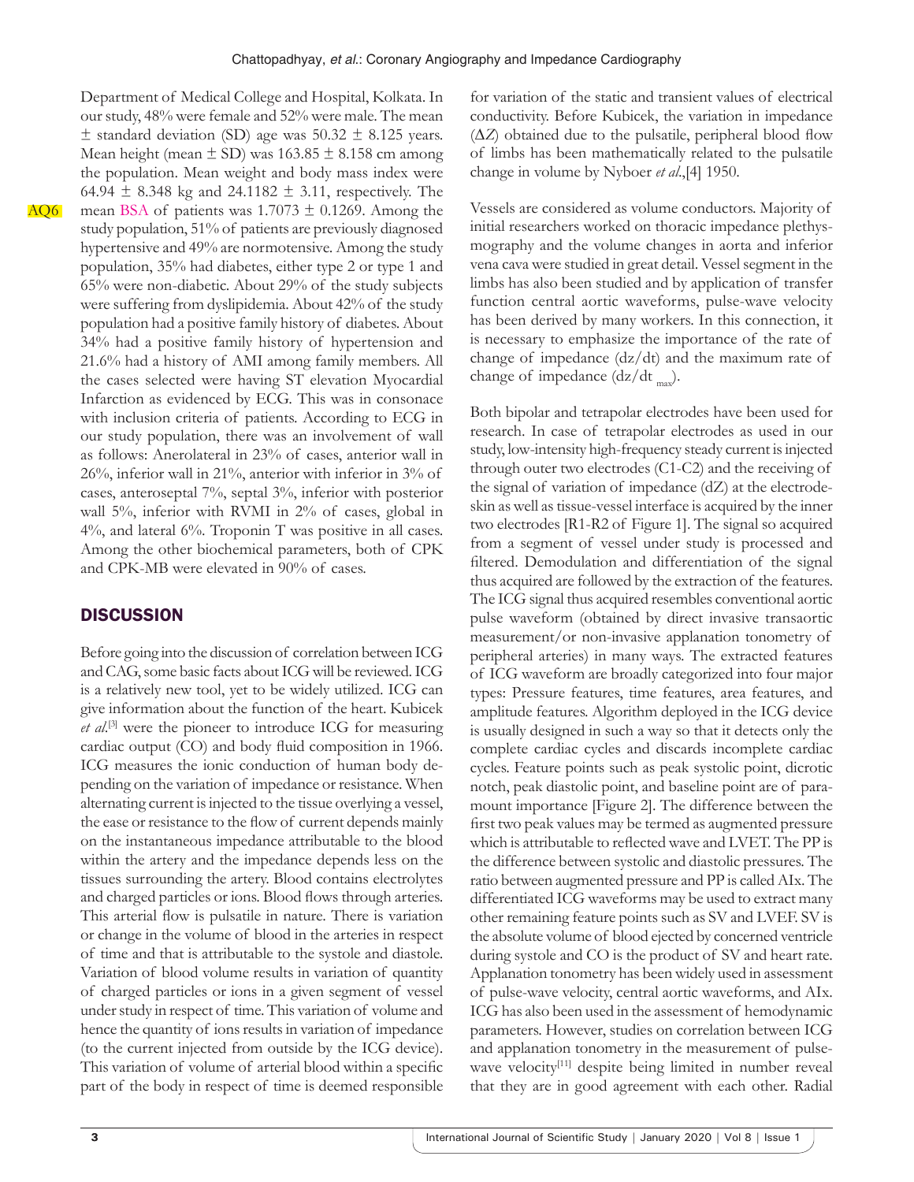Department of Medical College and Hospital, Kolkata. In our study, 48% were female and 52% were male. The mean ± standard deviation (SD) age was 50.32 ± 8.125 years. Mean height (mean ± SD) was 163.85 ± 8.158 cm among the population. Mean weight and body mass index were 64.94 ± 8.348 kg and 24.1182 ± 3.11, respectively. The mean BSA of patients was 1.7073 ± 0.1269. Among the study population, 51% of patients are previously diagnosed hypertensive and 49% are normotensive. Among the study population, 35% had diabetes, either type 2 or type 1 and 65% were non-diabetic. About 29% of the study subjects were suffering from dyslipidemia. About 42% of the study population had a positive family history of diabetes. About 34% had a positive family history of hypertension and 21.6% had a history of AMI among family members. All the cases selected were having ST elevation Myocardial Infarction as evidenced by ECG. This was in consonace with inclusion criteria of patients. According to ECG in our study population, there was an involvement of wall as follows: Anerolateral in 23% of cases, anterior wall in 26%, inferior wall in 21%, anterior with inferior in 3% of cases, anteroseptal 7%, septal 3%, inferior with posterior wall 5%, inferior with RVMI in 2% of cases, global in 4%, and lateral 6%. Troponin T was positive in all cases. Among the other biochemical parameters, both of CPK and CPK-MB were elevated in 90% of cases.

## DISCUSSION

Before going into the discussion of correlation between ICG and CAG, some basic facts about ICG will be reviewed. ICG is a relatively new tool, yet to be widely utilized. ICG can give information about the function of the heart. Kubicek *et al*.[3] were the pioneer to introduce ICG for measuring cardiac output (CO) and body fluid composition in 1966. ICG measures the ionic conduction of human body depending on the variation of impedance or resistance. When alternating current is injected to the tissue overlying a vessel, the ease or resistance to the flow of current depends mainly on the instantaneous impedance attributable to the blood within the artery and the impedance depends less on the tissues surrounding the artery. Blood contains electrolytes and charged particles or ions. Blood flows through arteries. This arterial flow is pulsatile in nature. There is variation or change in the volume of blood in the arteries in respect of time and that is attributable to the systole and diastole. Variation of blood volume results in variation of quantity of charged particles or ions in a given segment of vessel under study in respect of time. This variation of volume and hence the quantity of ions results in variation of impedance (to the current injected from outside by the ICG device). This variation of volume of arterial blood within a specific part of the body in respect of time is deemed responsible for variation of the static and transient values of electrical conductivity. Before Kubicek, the variation in impedance ($\Delta Z$) obtained due to the pulsatile, peripheral blood flow of limbs has been mathematically related to the pulsatile change in volume by Nyboer *et al*.,[4] 1950.

Vessels are considered as volume conductors. Majority of initial researchers worked on thoracic impedance plethysmography and the volume changes in aorta and inferior vena cava were studied in great detail. Vessel segment in the limbs has also been studied and by application of transfer function central aortic waveforms, pulse-wave velocity has been derived by many workers. In this connection, it is necessary to emphasize the importance of the rate of change of impedance ($dz/dt$) and the maximum rate of change of impedance ($dz/dt_{max}$).

Both bipolar and tetrapolar electrodes have been used for research. In case of tetrapolar electrodes as used in our study, low-intensity high-frequency steady current is injected through outer two electrodes (C1-C2) and the receiving of the signal of variation of impedance (dZ) at the electrode-skin as well as tissue-vessel interface is acquired by the inner two electrodes [R1-R2 of Figure 1]. The signal so acquired from a segment of vessel under study is processed and filtered. Demodulation and differentiation of the signal thus acquired are followed by the extraction of the features. The ICG signal thus acquired resembles conventional aortic pulse waveform (obtained by direct invasive transaortic measurement/or non-invasive applanation tonometry of peripheral arteries) in many ways. The extracted features of ICG waveform are broadly categorized into four major types: Pressure features, time features, area features, and amplitude features. Algorithm deployed in the ICG device is usually designed in such a way so that it detects only the complete cardiac cycles and discards incomplete cardiac cycles. Feature points such as peak systolic point, dicrotic notch, peak diastolic point, and baseline point are of paramount importance [Figure 2]. The difference between the first two peak values may be termed as augmented pressure which is attributable to reflected wave and LVET. The PP is the difference between systolic and diastolic pressures. The ratio between augmented pressure and PP is called AIx. The differentiated ICG waveforms may be used to extract many other remaining feature points such as SV and LVEF. SV is the absolute volume of blood ejected by concerned ventricle during systole and CO is the product of SV and heart rate. Applanation tonometry has been widely used in assessment of pulse-wave velocity, central aortic waveforms, and AIx. ICG has also been used in the assessment of hemodynamic parameters. However, studies on correlation between ICG and applanation tonometry in the measurement of pulse-wave velocity[11] despite being limited in number reveal that they are in good agreement with each other. Radial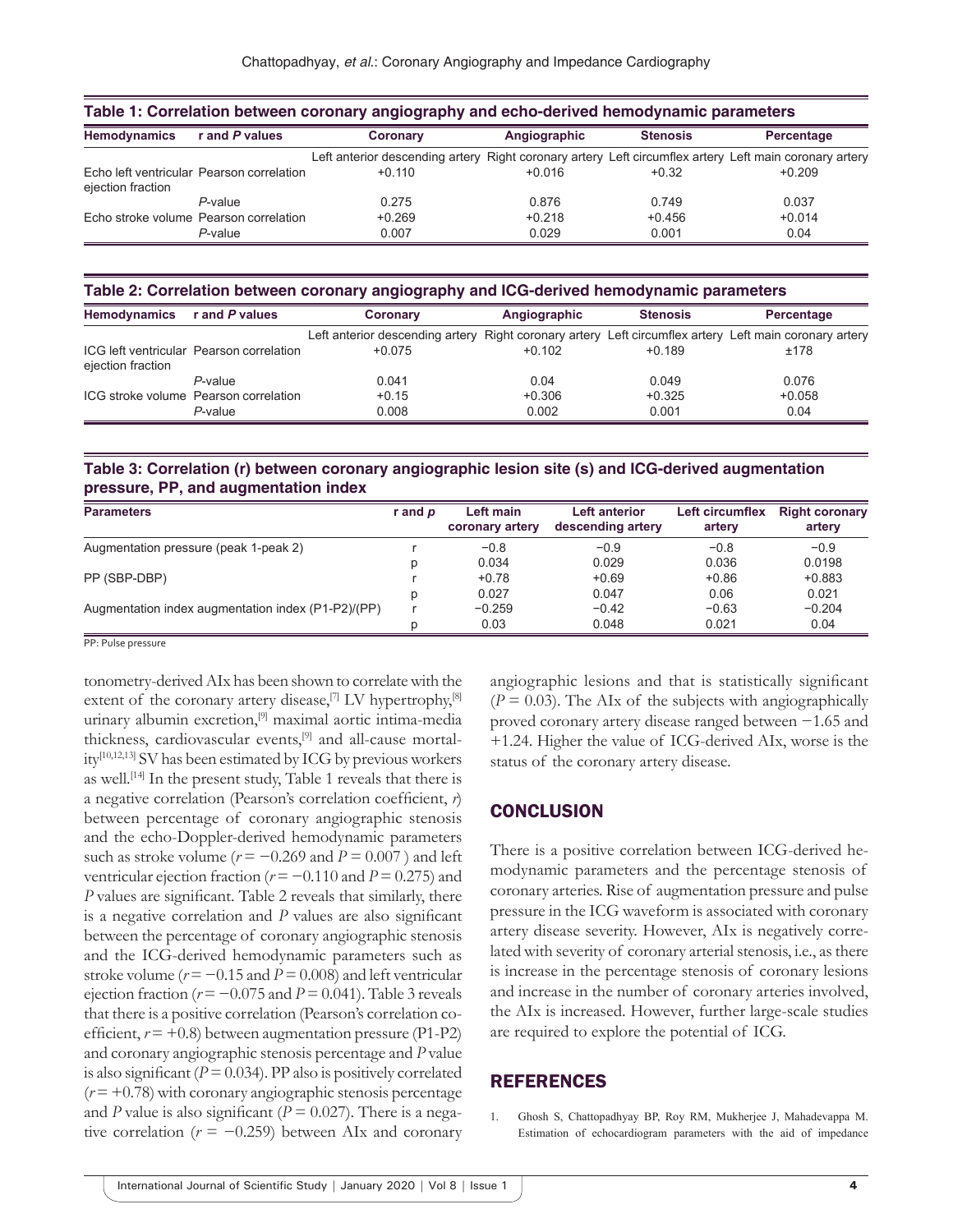**Table 1: Correlation between coronary angiography and echo-derived hemodynamic parameters**

| Hemodynamics | r and *P* values | Coronary | Angiographic | Stenosis | Percentage |
|---|---|---|---|---|---|
| | | Left anterior descending artery | Right coronary artery | Left circumflex artery | Left main coronary artery |
| Echo left ventricular ejection fraction | Pearson correlation | +0.110 | +0.016 | +0.32 | +0.209 |
| | *P*-value | 0.275 | 0.876 | 0.749 | 0.037 |
| Echo stroke volume | Pearson correlation | +0.269 | +0.218 | +0.456 | +0.014 |
| | *P*-value | 0.007 | 0.029 | 0.001 | 0.04 |

**Table 2: Correlation between coronary angiography and ICG-derived hemodynamic parameters**

| Hemodynamics | r and *P* values | Coronary | Angiographic | Stenosis | Percentage |
|---|---|---|---|---|---|
| | | Left anterior descending artery | Right coronary artery | Left circumflex artery | Left main coronary artery |
| ICG left ventricular ejection fraction | Pearson correlation | +0.075 | +0.102 | +0.189 | ±178 |
| | *P*-value | 0.041 | 0.04 | 0.049 | 0.076 |
| ICG stroke volume | Pearson correlation | +0.15 | +0.306 | +0.325 | +0.058 |
| | *P*-value | 0.008 | 0.002 | 0.001 | 0.04 |

**Table 3: Correlation (r) between coronary angiographic lesion site (s) and ICG-derived augmentation pressure, PP, and augmentation index**

| Parameters | r and *p* | Left main coronary artery | Left anterior descending artery | Left circumflex artery | Right coronary artery |
|---|---|---|---|---|---|
| Augmentation pressure (peak 1-peak 2) | r | −0.8 | −0.9 | −0.8 | −0.9 |
| | p | 0.034 | 0.029 | 0.036 | 0.0198 |
| PP (SBP-DBP) | r | +0.78 | +0.69 | +0.86 | +0.883 |
| | p | 0.027 | 0.047 | 0.06 | 0.021 |
| Augmentation index augmentation index (P1-P2)/(PP) | r | −0.259 | −0.42 | −0.63 | −0.204 |
| | p | 0.03 | 0.048 | 0.021 | 0.04 |

PP: Pulse pressure

tonometry-derived AIx has been shown to correlate with the extent of the coronary artery disease,[7] LV hypertrophy,[8] urinary albumin excretion,[9] maximal aortic intima-media thickness, cardiovascular events,[9] and all-cause mortality[10,12,13] SV has been estimated by ICG by previous workers as well.[14] In the present study, Table 1 reveals that there is a negative correlation (Pearson's correlation coefficient, *r*) between percentage of coronary angiographic stenosis and the echo-Doppler-derived hemodynamic parameters such as stroke volume ($r = -0.269$ and $P = 0.007$ ) and left ventricular ejection fraction ($r = -0.110$ and $P = 0.275$) and *P* values are significant. Table 2 reveals that similarly, there is a negative correlation and *P* values are also significant between the percentage of coronary angiographic stenosis and the ICG-derived hemodynamic parameters such as stroke volume ($r = -0.15$ and $P = 0.008$) and left ventricular ejection fraction ($r = -0.075$ and $P = 0.041$). Table 3 reveals that there is a positive correlation (Pearson's correlation coefficient, $r = +0.8$) between augmentation pressure (P1-P2) and coronary angiographic stenosis percentage and *P* value is also significant ($P = 0.034$). PP also is positively correlated ($r = +0.78$) with coronary angiographic stenosis percentage and *P* value is also significant ($P = 0.027$). There is a negative correlation ($r = -0.259$) between AIx and coronary angiographic lesions and that is statistically significant ($P = 0.03$). The AIx of the subjects with angiographically proved coronary artery disease ranged between −1.65 and +1.24. Higher the value of ICG-derived AIx, worse is the status of the coronary artery disease.

## CONCLUSION

There is a positive correlation between ICG-derived hemodynamic parameters and the percentage stenosis of coronary arteries. Rise of augmentation pressure and pulse pressure in the ICG waveform is associated with coronary artery disease severity. However, AIx is negatively correlated with severity of coronary arterial stenosis, i.e., as there is increase in the percentage stenosis of coronary lesions and increase in the number of coronary arteries involved, the AIx is increased. However, further large-scale studies are required to explore the potential of ICG.

## REFERENCES

1. Ghosh S, Chattopadhyay BP, Roy RM, Mukherjee J, Mahadevappa M. Estimation of echocardiogram parameters with the aid of impedance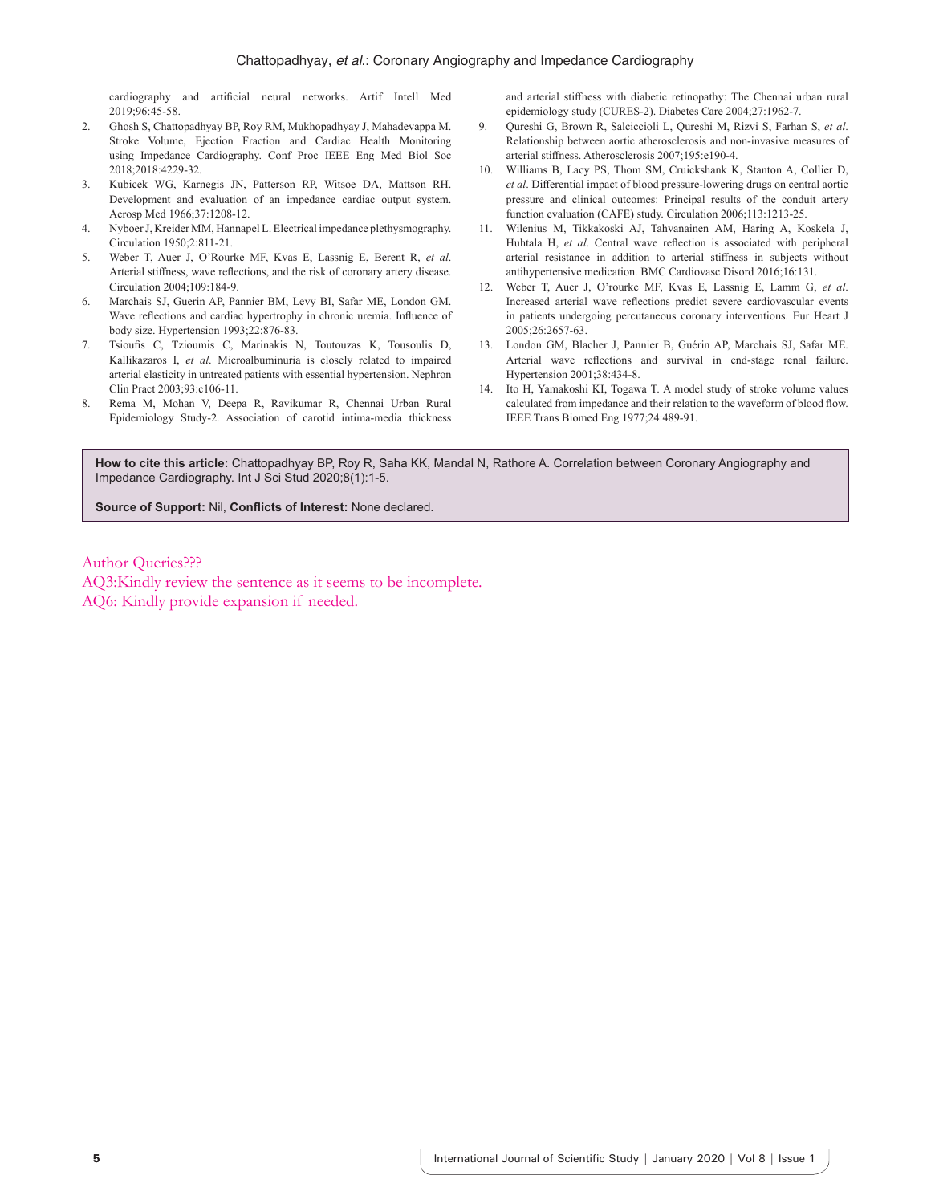cardiography and artificial neural networks. Artif Intell Med 2019;96:45-58.

2. Ghosh S, Chattopadhyay BP, Roy RM, Mukhopadhyay J, Mahadevappa M. Stroke Volume, Ejection Fraction and Cardiac Health Monitoring using Impedance Cardiography. Conf Proc IEEE Eng Med Biol Soc 2018;2018:4229-32.
3. Kubicek WG, Karnegis JN, Patterson RP, Witsoe DA, Mattson RH. Development and evaluation of an impedance cardiac output system. Aerosp Med 1966;37:1208-12.
4. Nyboer J, Kreider MM, Hannapel L. Electrical impedance plethysmography. Circulation 1950;2:811-21.
5. Weber T, Auer J, O'Rourke MF, Kvas E, Lassnig E, Berent R, *et al*. Arterial stiffness, wave reflections, and the risk of coronary artery disease. Circulation 2004;109:184-9.
6. Marchais SJ, Guerin AP, Pannier BM, Levy BI, Safar ME, London GM. Wave reflections and cardiac hypertrophy in chronic uremia. Influence of body size. Hypertension 1993;22:876-83.
7. Tsioufis C, Tzioumis C, Marinakis N, Toutouzas K, Tousoulis D, Kallikazaros I, *et al*. Microalbuminuria is closely related to impaired arterial elasticity in untreated patients with essential hypertension. Nephron Clin Pract 2003;93:c106-11.
8. Rema M, Mohan V, Deepa R, Ravikumar R, Chennai Urban Rural Epidemiology Study-2. Association of carotid intima-media thickness and arterial stiffness with diabetic retinopathy: The Chennai urban rural epidemiology study (CURES-2). Diabetes Care 2004;27:1962-7.
9. Qureshi G, Brown R, Salciccioli L, Qureshi M, Rizvi S, Farhan S, *et al*. Relationship between aortic atherosclerosis and non-invasive measures of arterial stiffness. Atherosclerosis 2007;195:e190-4.
10. Williams B, Lacy PS, Thom SM, Cruickshank K, Stanton A, Collier D, *et al*. Differential impact of blood pressure-lowering drugs on central aortic pressure and clinical outcomes: Principal results of the conduit artery function evaluation (CAFE) study. Circulation 2006;113:1213-25.
11. Wilenius M, Tikkakoski AJ, Tahvanainen AM, Haring A, Koskela J, Huhtala H, *et al*. Central wave reflection is associated with peripheral arterial resistance in addition to arterial stiffness in subjects without antihypertensive medication. BMC Cardiovasc Disord 2016;16:131.
12. Weber T, Auer J, O'rourke MF, Kvas E, Lassnig E, Lamm G, *et al*. Increased arterial wave reflections predict severe cardiovascular events in patients undergoing percutaneous coronary interventions. Eur Heart J 2005;26:2657-63.
13. London GM, Blacher J, Pannier B, Guérin AP, Marchais SJ, Safar ME. Arterial wave reflections and survival in end-stage renal failure. Hypertension 2001;38:434-8.
14. Ito H, Yamakoshi KI, Togawa T. A model study of stroke volume values calculated from impedance and their relation to the waveform of blood flow. IEEE Trans Biomed Eng 1977;24:489-91.

**How to cite this article:** Chattopadhyay BP, Roy R, Saha KK, Mandal N, Rathore A. Correlation between Coronary Angiography and Impedance Cardiography. Int J Sci Stud 2020;8(1):1-5.

**Source of Support:** Nil, **Conflicts of Interest:** None declared.

Author Queries???

AQ3:Kindly review the sentence as it seems to be incomplete.

AQ6: Kindly provide expansion if needed.